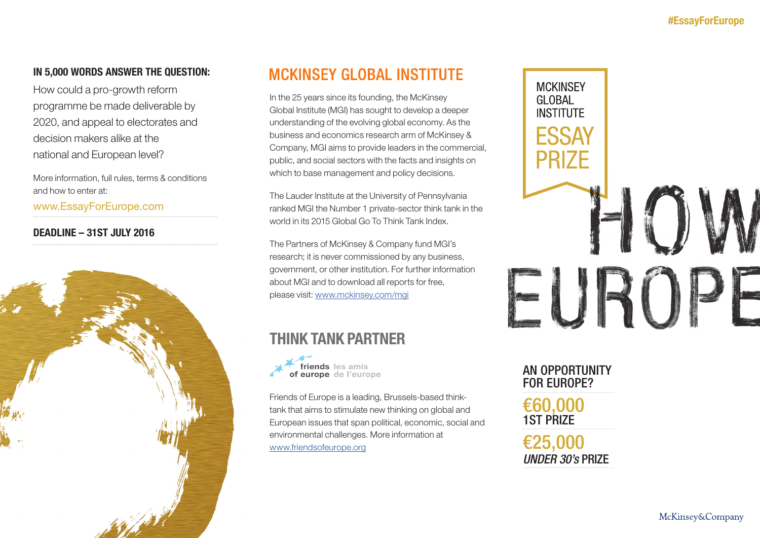#EssayForEurope

**IN 5,000 WORDS ANSWER THE QUESTION:**

How could a pro-growth reform programme be made deliverable by 2020, and appeal to electorates and decision makers alike at the national and European level?

More information, full rules, terms & conditions and how to enter at:

www.EssayForEurope.com

**DEADLINE – 31ST JULY 2016**

## MCKINSEY GLOBAL INSTITUTE

In the 25 years since its founding, the McKinsey Global Institute (MGI) has sought to develop a deeper understanding of the evolving global economy. As the business and economics research arm of McKinsey & Company, MGI aims to provide leaders in the commercial, public, and social sectors with the facts and insights on which to base management and policy decisions.

The Lauder Institute at the University of Pennsylvania ranked MGI the Number 1 private-sector think tank in the world in its 2015 Global Go To Think Tank Index.

The Partners of McKinsey & Company fund MGI's research; it is never commissioned by any business, government, or other institution. For further information about MGI and to download all reports for free, please visit: www.mckinsey.com/mgi

## THINK TANK PARTNER

friends of europe les amis de l'europe

Friends of Europe is a leading, Brussels-based think-tank that aims to stimulate new thinking on global and European issues that span political, economic, social and environmental challenges. More information at www.friendsofeurope.org

MCKINSEY GLOBAL INSTITUTE

# ESSAY PRIZE

HOW EUROPE

AN OPPORTUNITY FOR EUROPE?

**€60,000**
1ST PRIZE

**€25,000**
*UNDER 30's* PRIZE

McKinsey&Company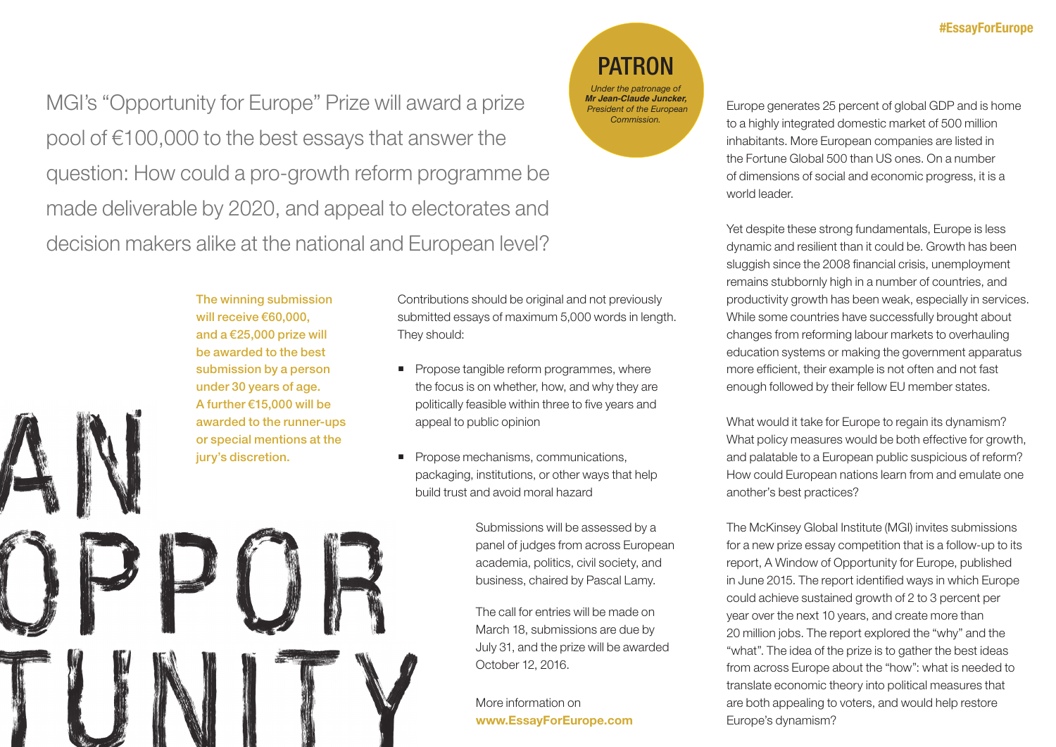#EssayForEurope

MGI's "Opportunity for Europe" Prize will award a prize pool of €100,000 to the best essays that answer the question: How could a pro-growth reform programme be made deliverable by 2020, and appeal to electorates and decision makers alike at the national and European level?

## PATRON

*Under the patronage of* ***Mr Jean-Claude Juncker,*** *President of the European Commission.*

**The winning submission will receive €60,000, and a €25,000 prize will be awarded to the best submission by a person under 30 years of age. A further €15,000 will be awarded to the runner-ups or special mentions at the jury's discretion.**

Contributions should be original and not previously submitted essays of maximum 5,000 words in length. They should:

- Propose tangible reform programmes, where the focus is on whether, how, and why they are politically feasible within three to five years and appeal to public opinion
- Propose mechanisms, communications, packaging, institutions, or other ways that help build trust and avoid moral hazard

Submissions will be assessed by a panel of judges from across European academia, politics, civil society, and business, chaired by Pascal Lamy.

The call for entries will be made on March 18, submissions are due by July 31, and the prize will be awarded October 12, 2016.

More information on **www.EssayForEurope.com**

AN OPPORTUNITY

Europe generates 25 percent of global GDP and is home to a highly integrated domestic market of 500 million inhabitants. More European companies are listed in the Fortune Global 500 than US ones. On a number of dimensions of social and economic progress, it is a world leader.

Yet despite these strong fundamentals, Europe is less dynamic and resilient than it could be. Growth has been sluggish since the 2008 financial crisis, unemployment remains stubbornly high in a number of countries, and productivity growth has been weak, especially in services. While some countries have successfully brought about changes from reforming labour markets to overhauling education systems or making the government apparatus more efficient, their example is not often and not fast enough followed by their fellow EU member states.

What would it take for Europe to regain its dynamism? What policy measures would be both effective for growth, and palatable to a European public suspicious of reform? How could European nations learn from and emulate one another's best practices?

The McKinsey Global Institute (MGI) invites submissions for a new prize essay competition that is a follow-up to its report, A Window of Opportunity for Europe, published in June 2015. The report identified ways in which Europe could achieve sustained growth of 2 to 3 percent per year over the next 10 years, and create more than 20 million jobs. The report explored the "why" and the "what". The idea of the prize is to gather the best ideas from across Europe about the "how": what is needed to translate economic theory into political measures that are both appealing to voters, and would help restore Europe's dynamism?